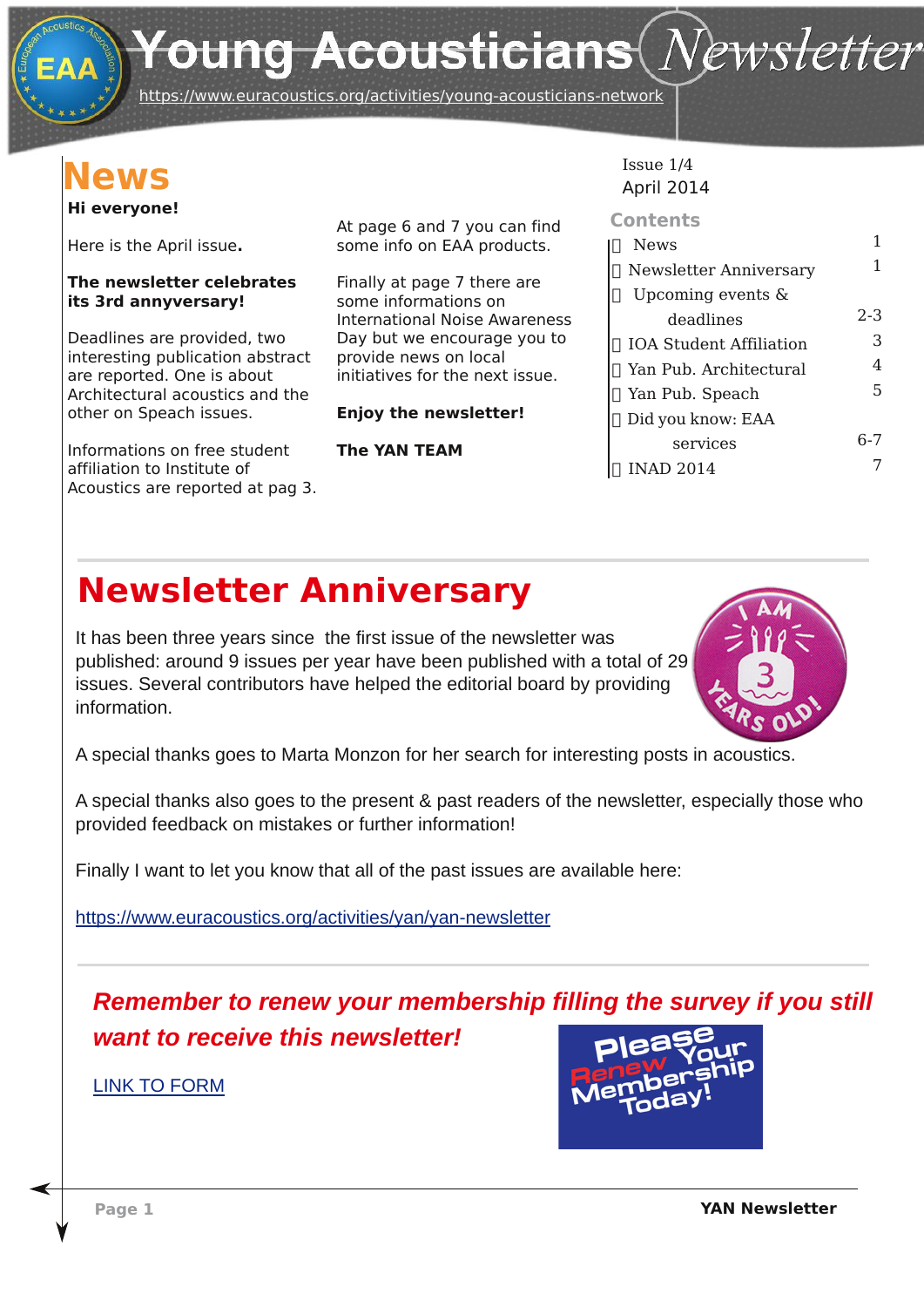# Young Acousticians Newsletter

https://www.euracoustics.org/activities/young-acousticians-network

Issue 1/4
April 2014

## News

**Hi everyone!**

Here is the April issue**.**

**The newsletter celebrates its 3rd annyversary!**

Deadlines are provided, two interesting publication abstract are reported. One is about Architectural acoustics and the other on Speach issues.

Informations on free student affiliation to Institute of Acoustics are reported at pag 3.

At page 6 and 7 you can find some info on EAA products.

Finally at page 7 there are some informations on International Noise Awareness Day but we encourage you to provide news on local initiatives for the next issue.

**Enjoy the newsletter!**

**The YAN TEAM**

### Contents

| | |
|---|---|
| News | 1 |
| Newsletter Anniversary | 1 |
| Upcoming events & deadlines | 2-3 |
| IOA Student Affiliation | 3 |
| Yan Pub. Architectural | 4 |
| Yan Pub. Speach | 5 |
| Did you know: EAA services | 6-7 |
| INAD 2014 | 7 |

## Newsletter Anniversary

It has been three years since the first issue of the newsletter was published: around 9 issues per year have been published with a total of 29 issues. Several contributors have helped the editorial board by providing information.

A special thanks goes to Marta Monzon for her search for interesting posts in acoustics.

A special thanks also goes to the present & past readers of the newsletter, especially those who provided feedback on mistakes or further information!

Finally I want to let you know that all of the past issues are available here:

https://www.euracoustics.org/activities/yan/yan-newsletter

***Remember to renew your membership filling the survey if you still want to receive this newsletter!***

LINK TO FORM

Please Renew Your Membership Today!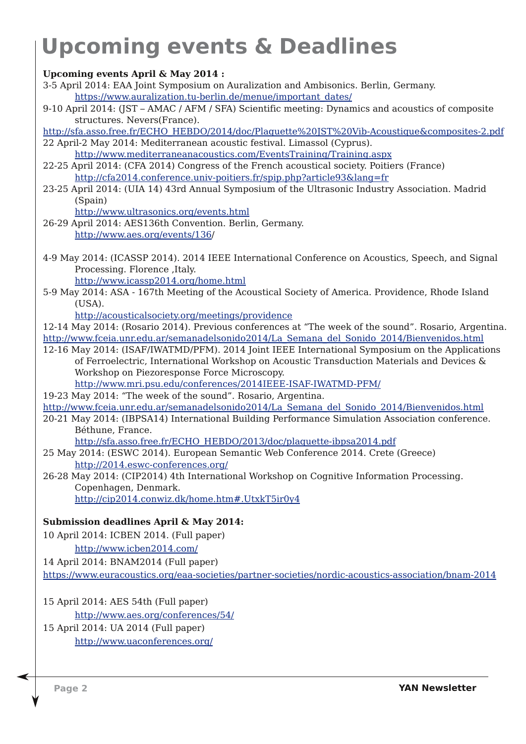# Upcoming events & Deadlines

**Upcoming events April & May 2014 :**

3-5 April 2014: EAA Joint Symposium on Auralization and Ambisonics. Berlin, Germany.
https://www.auralization.tu-berlin.de/menue/important_dates/

9-10 April 2014: (JST – AMAC / AFM / SFA) Scientific meeting: Dynamics and acoustics of composite structures. Nevers(France).
http://sfa.asso.free.fr/ECHO_HEBDO/2014/doc/Plaquette%20JST%20Vib-Acoustique&composites-2.pdf

22 April-2 May 2014: Mediterranean acoustic festival. Limassol (Cyprus).
http://www.mediterraneanacoustics.com/EventsTraining/Training.aspx

22-25 April 2014: (CFA 2014) Congress of the French acoustical society. Poitiers (France)
http://cfa2014.conference.univ-poitiers.fr/spip.php?article93&lang=fr

23-25 April 2014: (UIA 14) 43rd Annual Symposium of the Ultrasonic Industry Association. Madrid (Spain)
http://www.ultrasonics.org/events.html

26-29 April 2014: AES136th Convention. Berlin, Germany.
http://www.aes.org/events/136/

4-9 May 2014: (ICASSP 2014). 2014 IEEE International Conference on Acoustics, Speech, and Signal Processing. Florence ,Italy.
http://www.icassp2014.org/home.html

5-9 May 2014: ASA - 167th Meeting of the Acoustical Society of America. Providence, Rhode Island (USA).
http://acousticalsociety.org/meetings/providence

12-14 May 2014: (Rosario 2014). Previous conferences at “The week of the sound”. Rosario, Argentina.
http://www.fceia.unr.edu.ar/semanadelsonido2014/La_Semana_del_Sonido_2014/Bienvenidos.html

12-16 May 2014: (ISAF/IWATMD/PFM). 2014 Joint IEEE International Symposium on the Applications of Ferroelectric, International Workshop on Acoustic Transduction Materials and Devices & Workshop on Piezoresponse Force Microscopy.
http://www.mri.psu.edu/conferences/2014IEEE-ISAF-IWATMD-PFM/

19-23 May 2014: “The week of the sound”. Rosario, Argentina.
http://www.fceia.unr.edu.ar/semanadelsonido2014/La_Semana_del_Sonido_2014/Bienvenidos.html

20-21 May 2014: (IBPSA14) International Building Performance Simulation Association conference. Béthune, France.
http://sfa.asso.free.fr/ECHO_HEBDO/2013/doc/plaquette-ibpsa2014.pdf

25 May 2014: (ESWC 2014). European Semantic Web Conference 2014. Crete (Greece)
http://2014.eswc-conferences.org/

26-28 May 2014: (CIP2014) 4th International Workshop on Cognitive Information Processing. Copenhagen, Denmark.
http://cip2014.conwiz.dk/home.htm#.UtxkT5ir0y4

**Submission deadlines April & May 2014:**

10 April 2014: ICBEN 2014. (Full paper)
http://www.icben2014.com/

14 April 2014: BNAM2014 (Full paper)
https://www.euracoustics.org/eaa-societies/partner-societies/nordic-acoustics-association/bnam-2014

15 April 2014: AES 54th (Full paper)
http://www.aes.org/conferences/54/

15 April 2014: UA 2014 (Full paper)
http://www.uaconferences.org/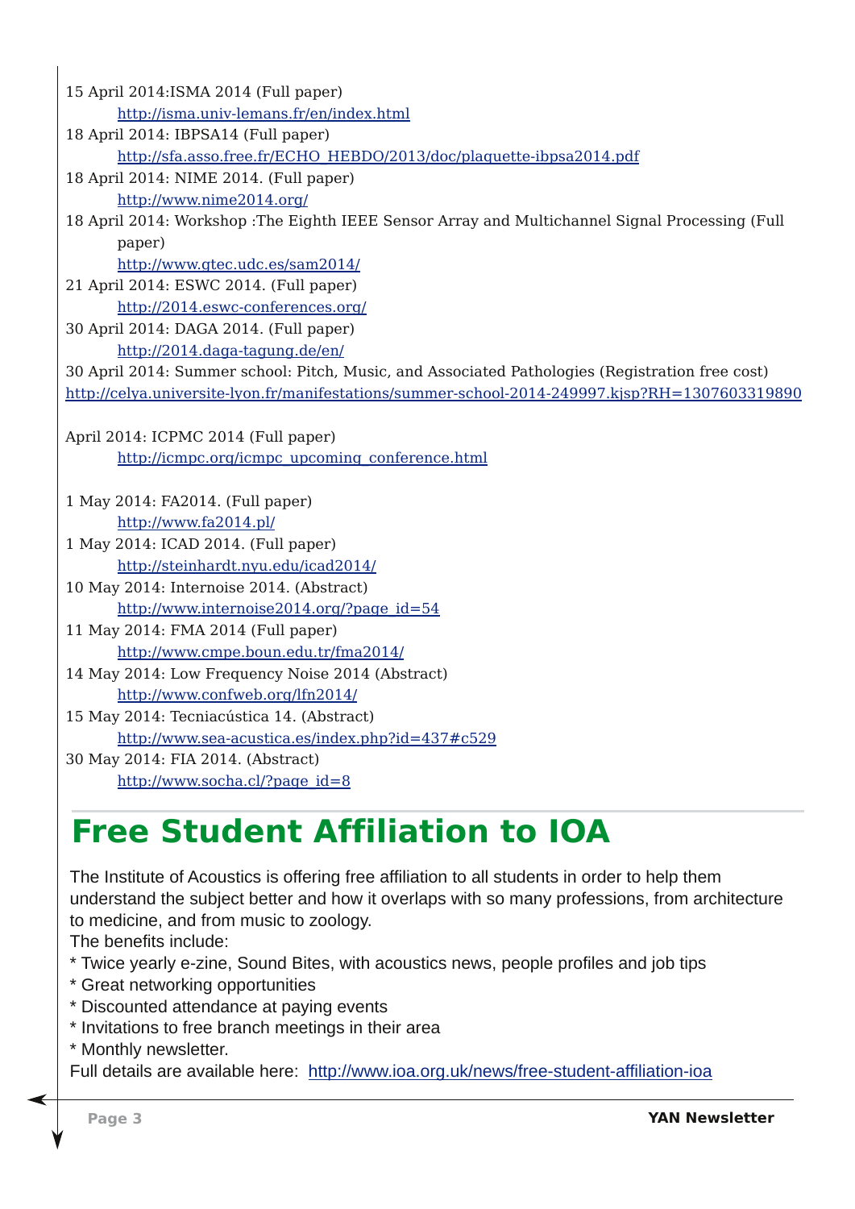15 April 2014:ISMA 2014 (Full paper)
http://isma.univ-lemans.fr/en/index.html

18 April 2014: IBPSA14 (Full paper)
http://sfa.asso.free.fr/ECHO_HEBDO/2013/doc/plaquette-ibpsa2014.pdf

18 April 2014: NIME 2014. (Full paper)
http://www.nime2014.org/

18 April 2014: Workshop :The Eighth IEEE Sensor Array and Multichannel Signal Processing (Full paper)
http://www.gtec.udc.es/sam2014/

21 April 2014: ESWC 2014. (Full paper)
http://2014.eswc-conferences.org/

30 April 2014: DAGA 2014. (Full paper)
http://2014.daga-tagung.de/en/

30 April 2014: Summer school: Pitch, Music, and Associated Pathologies (Registration free cost)
http://celya.universite-lyon.fr/manifestations/summer-school-2014-249997.kjsp?RH=1307603319890

April 2014: ICPMC 2014 (Full paper)
http://icmpc.org/icmpc_upcoming_conference.html

1 May 2014: FA2014. (Full paper)
http://www.fa2014.pl/

1 May 2014: ICAD 2014. (Full paper)
http://steinhardt.nyu.edu/icad2014/

10 May 2014: Internoise 2014. (Abstract)
http://www.internoise2014.org/?page_id=54

11 May 2014: FMA 2014 (Full paper)
http://www.cmpe.boun.edu.tr/fma2014/

14 May 2014: Low Frequency Noise 2014 (Abstract)
http://www.confweb.org/lfn2014/

15 May 2014: Tecniacústica 14. (Abstract)
http://www.sea-acustica.es/index.php?id=437#c529

30 May 2014: FIA 2014. (Abstract)
http://www.socha.cl/?page_id=8

# Free Student Affiliation to IOA

The Institute of Acoustics is offering free affiliation to all students in order to help them understand the subject better and how it overlaps with so many professions, from architecture to medicine, and from music to zoology.

The benefits include:

* Twice yearly e-zine, Sound Bites, with acoustics news, people profiles and job tips
* Great networking opportunities
* Discounted attendance at paying events
* Invitations to free branch meetings in their area
* Monthly newsletter.

Full details are available here: http://www.ioa.org.uk/news/free-student-affiliation-ioa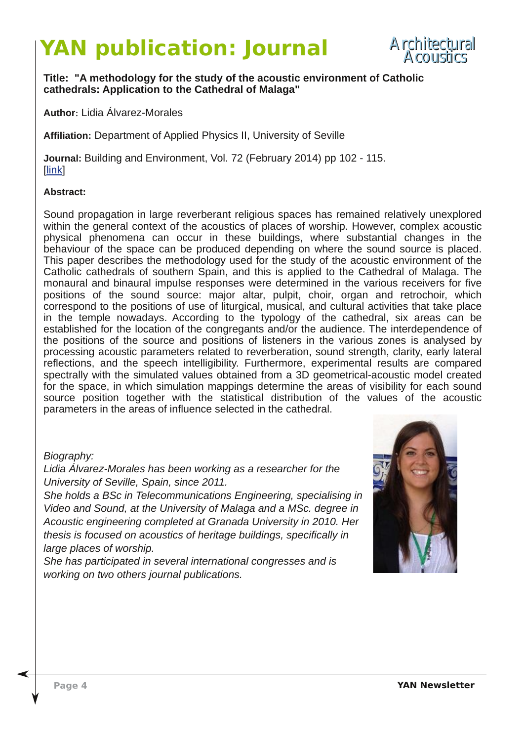# YAN publication: Journal

Architectural Acoustics

**Title: "A methodology for the study of the acoustic environment of Catholic cathedrals: Application to the Cathedral of Malaga"**

**Author:** Lidia Álvarez-Morales

**Affiliation:** Department of Applied Physics II, University of Seville

**Journal:** Building and Environment, Vol. 72 (February 2014) pp 102 - 115. [link]

**Abstract:**

Sound propagation in large reverberant religious spaces has remained relatively unexplored within the general context of the acoustics of places of worship. However, complex acoustic physical phenomena can occur in these buildings, where substantial changes in the behaviour of the space can be produced depending on where the sound source is placed. This paper describes the methodology used for the study of the acoustic environment of the Catholic cathedrals of southern Spain, and this is applied to the Cathedral of Malaga. The monaural and binaural impulse responses were determined in the various receivers for five positions of the sound source: major altar, pulpit, choir, organ and retrochoir, which correspond to the positions of use of liturgical, musical, and cultural activities that take place in the temple nowadays. According to the typology of the cathedral, six areas can be established for the location of the congregants and/or the audience. The interdependence of the positions of the source and positions of listeners in the various zones is analysed by processing acoustic parameters related to reverberation, sound strength, clarity, early lateral reflections, and the speech intelligibility. Furthermore, experimental results are compared spectrally with the simulated values obtained from a 3D geometrical-acoustic model created for the space, in which simulation mappings determine the areas of visibility for each sound source position together with the statistical distribution of the values of the acoustic parameters in the areas of influence selected in the cathedral.

*Biography:*

*Lidia Álvarez-Morales has been working as a researcher for the University of Seville, Spain, since 2011.*

*She holds a BSc in Telecommunications Engineering, specialising in Video and Sound, at the University of Malaga and a MSc. degree in Acoustic engineering completed at Granada University in 2010. Her thesis is focused on acoustics of heritage buildings, specifically in large places of worship.*

*She has participated in several international congresses and is working on two others journal publications.*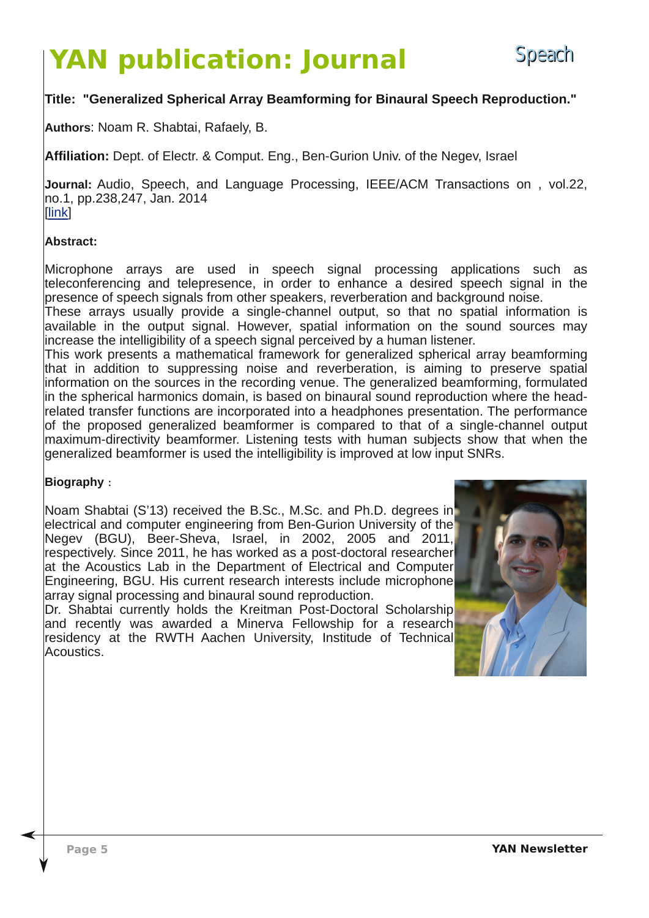# YAN publication: Journal

Speach

**Title: "Generalized Spherical Array Beamforming for Binaural Speech Reproduction."**

**Authors**: Noam R. Shabtai, Rafaely, B.

**Affiliation:** Dept. of Electr. & Comput. Eng., Ben-Gurion Univ. of the Negev, Israel

**Journal:** Audio, Speech, and Language Processing, IEEE/ACM Transactions on , vol.22, no.1, pp.238,247, Jan. 2014
[link]

**Abstract:**

Microphone arrays are used in speech signal processing applications such as teleconferencing and telepresence, in order to enhance a desired speech signal in the presence of speech signals from other speakers, reverberation and background noise.
These arrays usually provide a single-channel output, so that no spatial information is available in the output signal. However, spatial information on the sound sources may increase the intelligibility of a speech signal perceived by a human listener.
This work presents a mathematical framework for generalized spherical array beamforming that in addition to suppressing noise and reverberation, is aiming to preserve spatial information on the sources in the recording venue. The generalized beamforming, formulated in the spherical harmonics domain, is based on binaural sound reproduction where the head-related transfer functions are incorporated into a headphones presentation. The performance of the proposed generalized beamformer is compared to that of a single-channel output maximum-directivity beamformer. Listening tests with human subjects show that when the generalized beamformer is used the intelligibility is improved at low input SNRs.

**Biography** :

Noam Shabtai (S'13) received the B.Sc., M.Sc. and Ph.D. degrees in electrical and computer engineering from Ben-Gurion University of the Negev (BGU), Beer-Sheva, Israel, in 2002, 2005 and 2011, respectively. Since 2011, he has worked as a post-doctoral researcher at the Acoustics Lab in the Department of Electrical and Computer Engineering, BGU. His current research interests include microphone array signal processing and binaural sound reproduction.
Dr. Shabtai currently holds the Kreitman Post-Doctoral Scholarship and recently was awarded a Minerva Fellowship for a research residency at the RWTH Aachen University, Institude of Technical Acoustics.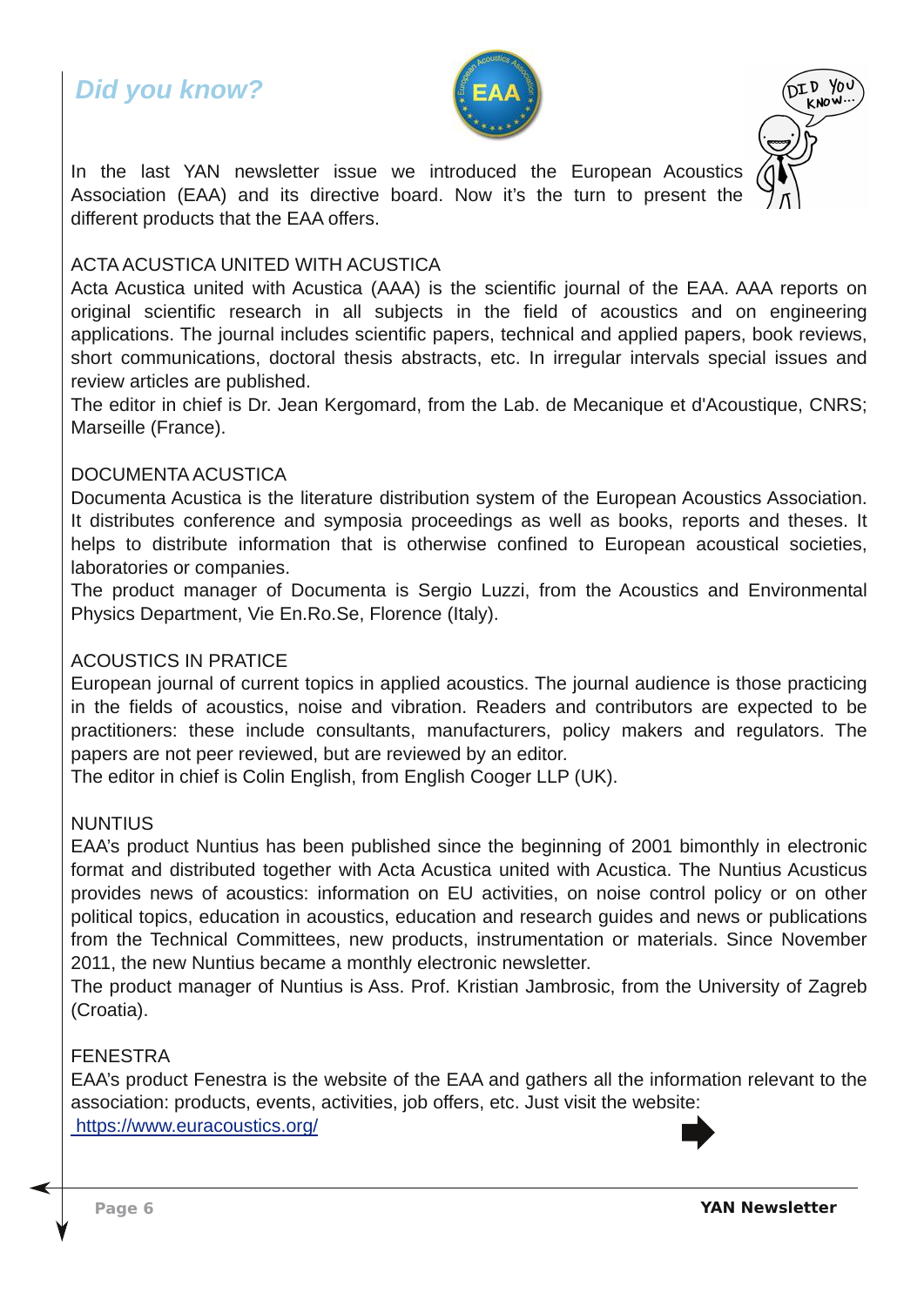## *Did you know?*

In the last YAN newsletter issue we introduced the European Acoustics Association (EAA) and its directive board. Now it's the turn to present the different products that the EAA offers.

### ACTA ACUSTICA UNITED WITH ACUSTICA

Acta Acustica united with Acustica (AAA) is the scientific journal of the EAA. AAA reports on original scientific research in all subjects in the field of acoustics and on engineering applications. The journal includes scientific papers, technical and applied papers, book reviews, short communications, doctoral thesis abstracts, etc. In irregular intervals special issues and review articles are published.

The editor in chief is Dr. Jean Kergomard, from the Lab. de Mecanique et d'Acoustique, CNRS; Marseille (France).

### DOCUMENTA ACUSTICA

Documenta Acustica is the literature distribution system of the European Acoustics Association. It distributes conference and symposia proceedings as well as books, reports and theses. It helps to distribute information that is otherwise confined to European acoustical societies, laboratories or companies.

The product manager of Documenta is Sergio Luzzi, from the Acoustics and Environmental Physics Department, Vie En.Ro.Se, Florence (Italy).

### ACOUSTICS IN PRATICE

European journal of current topics in applied acoustics. The journal audience is those practicing in the fields of acoustics, noise and vibration. Readers and contributors are expected to be practitioners: these include consultants, manufacturers, policy makers and regulators. The papers are not peer reviewed, but are reviewed by an editor.

The editor in chief is Colin English, from English Cooger LLP (UK).

### NUNTIUS

EAA's product Nuntius has been published since the beginning of 2001 bimonthly in electronic format and distributed together with Acta Acustica united with Acustica. The Nuntius Acusticus provides news of acoustics: information on EU activities, on noise control policy or on other political topics, education in acoustics, education and research guides and news or publications from the Technical Committees, new products, instrumentation or materials. Since November 2011, the new Nuntius became a monthly electronic newsletter.

The product manager of Nuntius is Ass. Prof. Kristian Jambrosic, from the University of Zagreb (Croatia).

### FENESTRA

EAA's product Fenestra is the website of the EAA and gathers all the information relevant to the association: products, events, activities, job offers, etc. Just visit the website:
[https://www.euracoustics.org/](https://www.euracoustics.org/)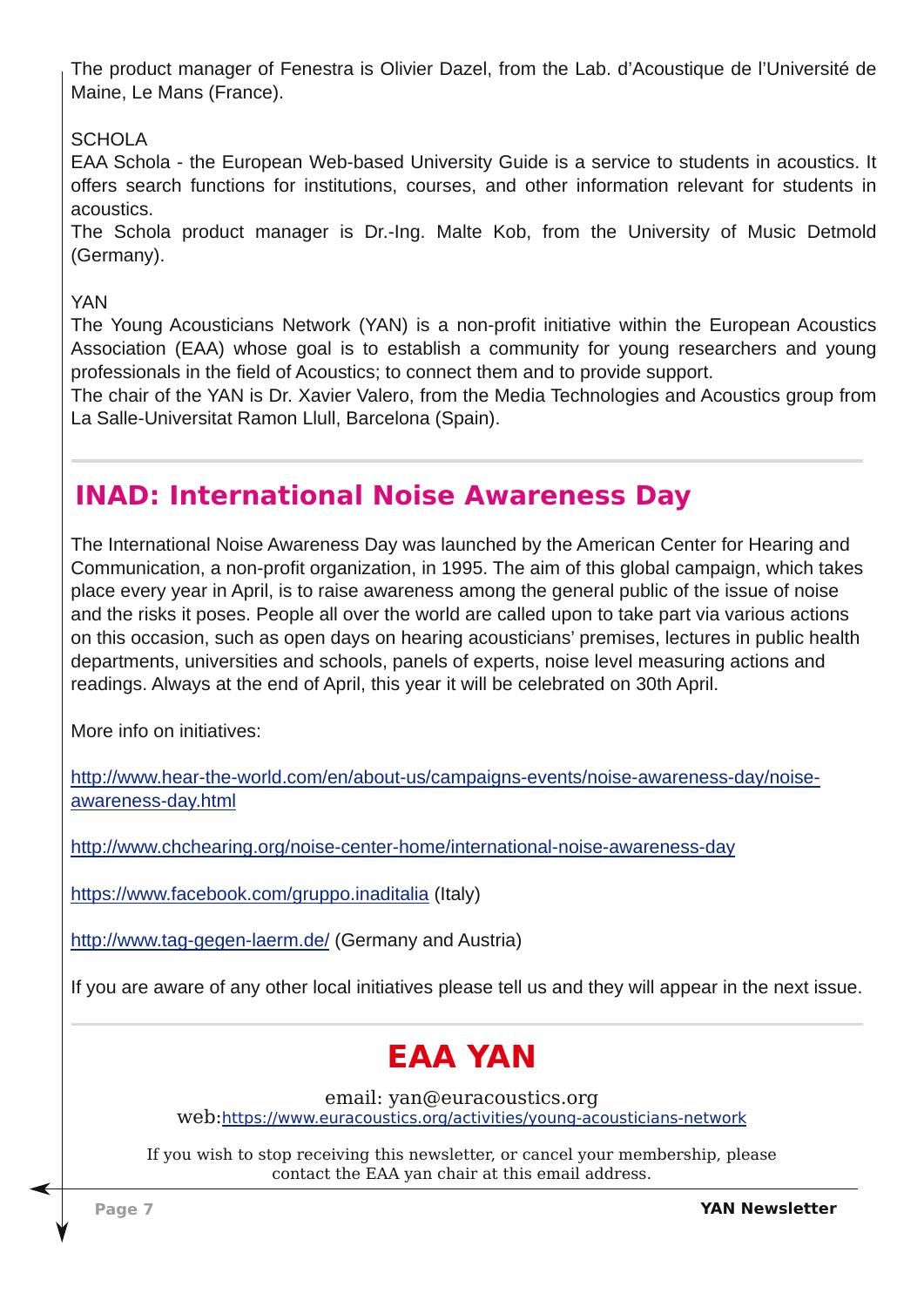The product manager of Fenestra is Olivier Dazel, from the Lab. d'Acoustique de l'Université de Maine, Le Mans (France).

SCHOLA

EAA Schola - the European Web-based University Guide is a service to students in acoustics. It offers search functions for institutions, courses, and other information relevant for students in acoustics.

The Schola product manager is Dr.-Ing. Malte Kob, from the University of Music Detmold (Germany).

YAN

The Young Acousticians Network (YAN) is a non-profit initiative within the European Acoustics Association (EAA) whose goal is to establish a community for young researchers and young professionals in the field of Acoustics; to connect them and to provide support.

The chair of the YAN is Dr. Xavier Valero, from the Media Technologies and Acoustics group from La Salle-Universitat Ramon Llull, Barcelona (Spain).

## INAD: International Noise Awareness Day

The International Noise Awareness Day was launched by the American Center for Hearing and Communication, a non-profit organization, in 1995. The aim of this global campaign, which takes place every year in April, is to raise awareness among the general public of the issue of noise and the risks it poses. People all over the world are called upon to take part via various actions on this occasion, such as open days on hearing acousticians' premises, lectures in public health departments, universities and schools, panels of experts, noise level measuring actions and readings. Always at the end of April, this year it will be celebrated on 30th April.

More info on initiatives:

http://www.hear-the-world.com/en/about-us/campaigns-events/noise-awareness-day/noise-awareness-day.html

http://www.chchearing.org/noise-center-home/international-noise-awareness-day

https://www.facebook.com/gruppo.inaditalia (Italy)

http://www.tag-gegen-laerm.de/ (Germany and Austria)

If you are aware of any other local initiatives please tell us and they will appear in the next issue.

# EAA YAN

email: yan@euracoustics.org

web: https://www.euracoustics.org/activities/young-acousticians-network

If you wish to stop receiving this newsletter, or cancel your membership, please contact the EAA yan chair at this email address.